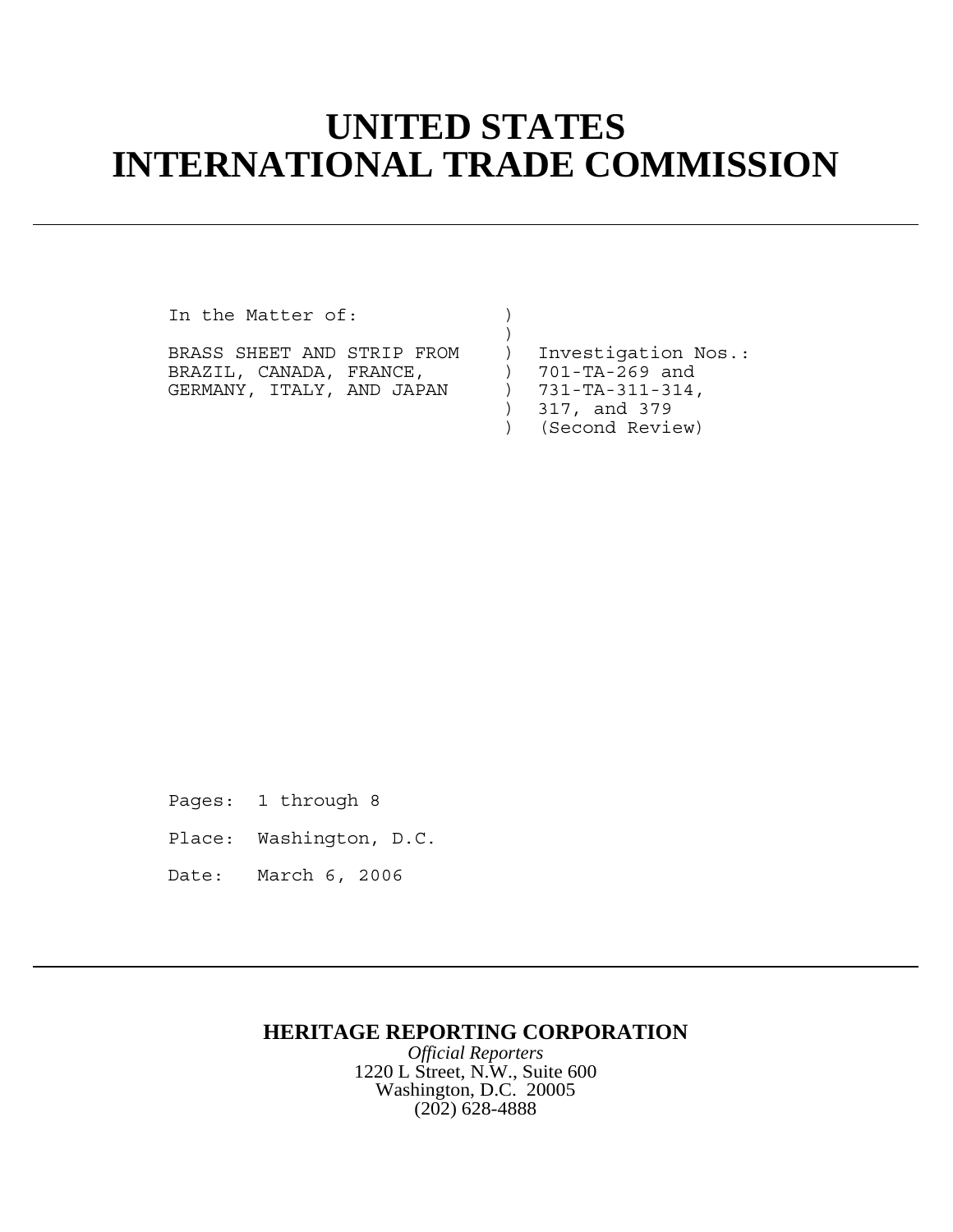# UNITED STATES INTERNATIONAL TRADE COMMISSION

```
In the Matter of:                )
                                 )
BRASS SHEET AND STRIP FROM       )  Investigation Nos.:
BRAZIL, CANADA, FRANCE,          )  701-TA-269 and
GERMANY, ITALY, AND JAPAN        )  731-TA-311-314,
                                 )  317, and 379
                                 )  (Second Review)
```

Pages: 1 through 8

Place: Washington, D.C.

Date: March 6, 2006

**HERITAGE REPORTING CORPORATION**

*Official Reporters*

1220 L Street, N.W., Suite 600

Washington, D.C. 20005

(202) 628-4888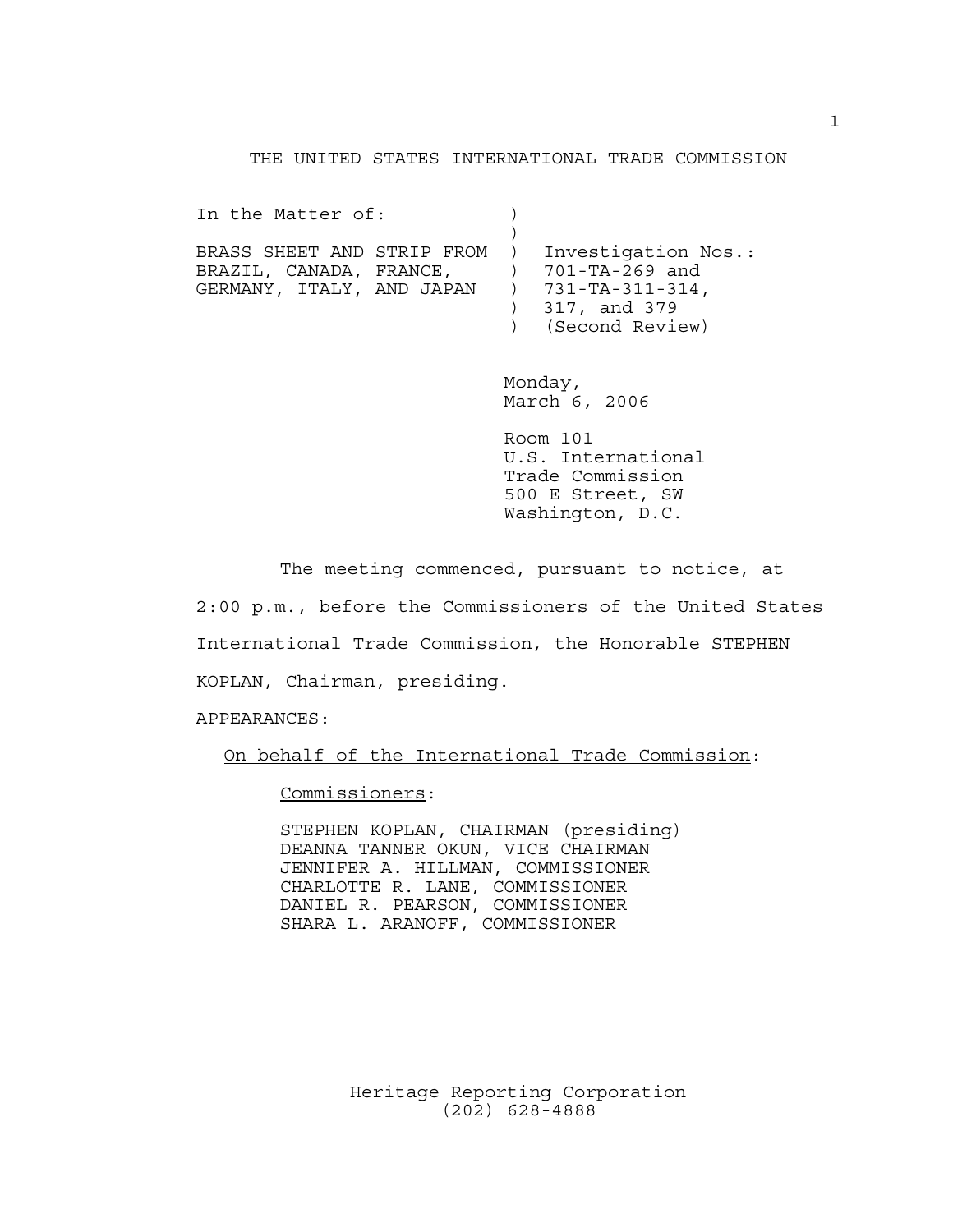THE UNITED STATES INTERNATIONAL TRADE COMMISSION

```
In the Matter of:            )
                             )
BRASS SHEET AND STRIP FROM   )  Investigation Nos.:
BRAZIL, CANADA, FRANCE,      )  701-TA-269 and
GERMANY, ITALY, AND JAPAN    )  731-TA-311-314,
                             )  317, and 379
                             )  (Second Review)
```

Monday,
March 6, 2006

Room 101
U.S. International
Trade Commission
500 E Street, SW
Washington, D.C.

The meeting commenced, pursuant to notice, at 2:00 p.m., before the Commissioners of the United States International Trade Commission, the Honorable STEPHEN KOPLAN, Chairman, presiding.

APPEARANCES:

On behalf of the International Trade Commission:

Commissioners:

STEPHEN KOPLAN, CHAIRMAN (presiding)
DEANNA TANNER OKUN, VICE CHAIRMAN
JENNIFER A. HILLMAN, COMMISSIONER
CHARLOTTE R. LANE, COMMISSIONER
DANIEL R. PEARSON, COMMISSIONER
SHARA L. ARANOFF, COMMISSIONER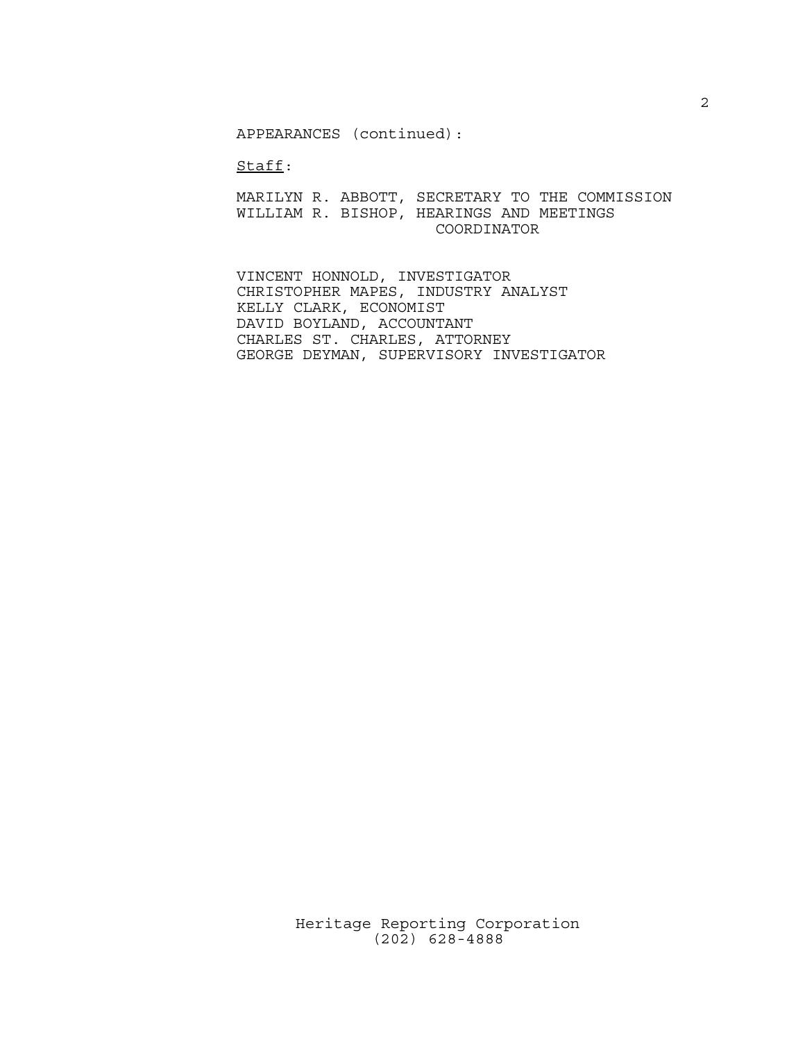APPEARANCES (continued):

<u>Staff</u>:

MARILYN R. ABBOTT, SECRETARY TO THE COMMISSION
WILLIAM R. BISHOP, HEARINGS AND MEETINGS COORDINATOR

VINCENT HONNOLD, INVESTIGATOR
CHRISTOPHER MAPES, INDUSTRY ANALYST
KELLY CLARK, ECONOMIST
DAVID BOYLAND, ACCOUNTANT
CHARLES ST. CHARLES, ATTORNEY
GEORGE DEYMAN, SUPERVISORY INVESTIGATOR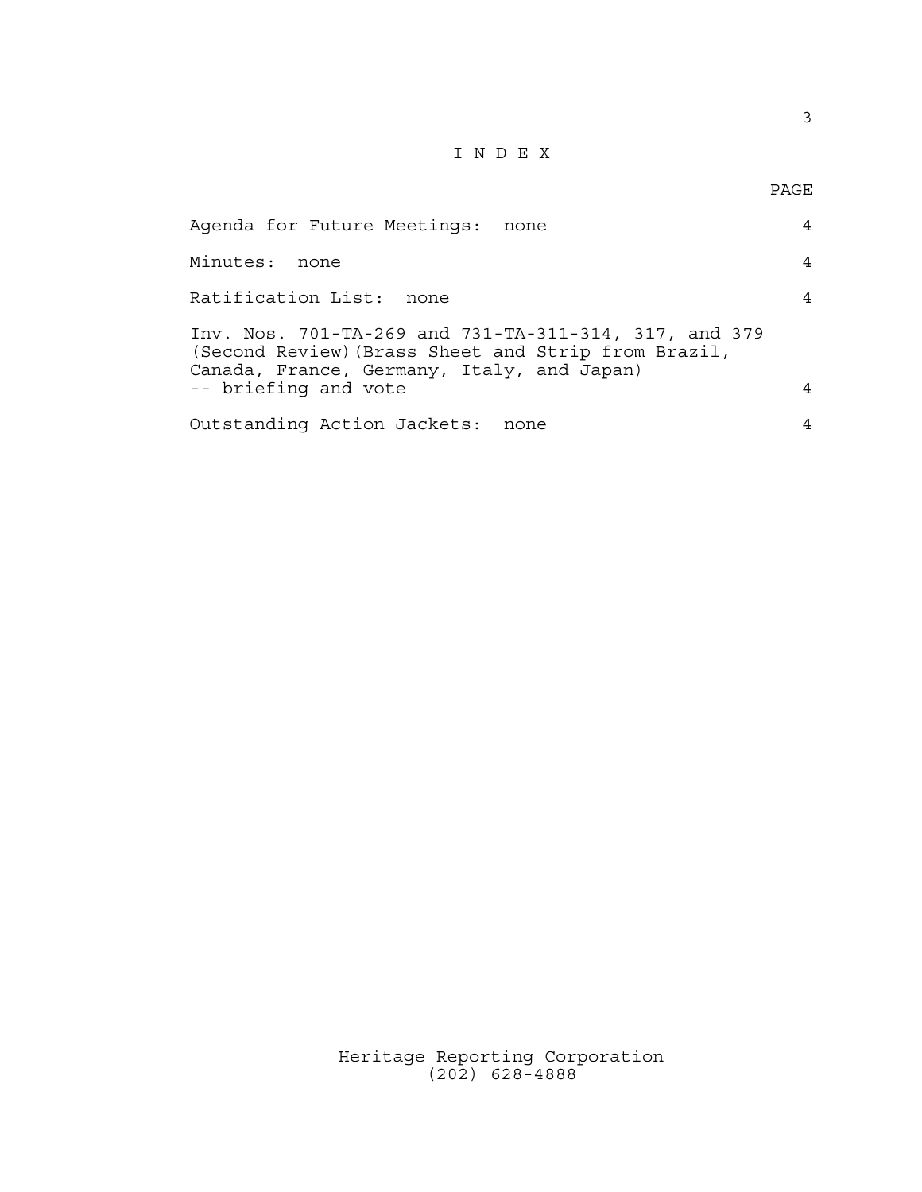# I N D E X

| | PAGE |
|---|---|
| Agenda for Future Meetings: none | 4 |
| Minutes: none | 4 |
| Ratification List: none | 4 |
| Inv. Nos. 701-TA-269 and 731-TA-311-314, 317, and 379 (Second Review)(Brass Sheet and Strip from Brazil, Canada, France, Germany, Italy, and Japan) -- briefing and vote | 4 |
| Outstanding Action Jackets: none | 4 |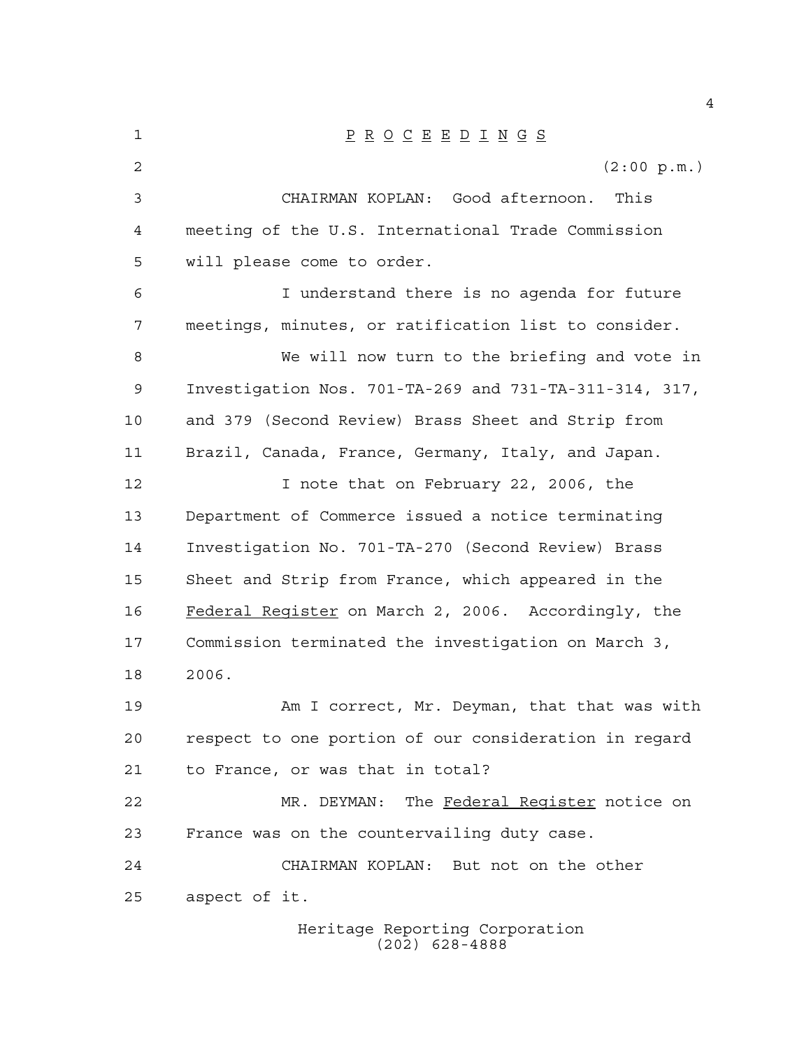P R O C E E D I N G S

(2:00 p.m.)

CHAIRMAN KOPLAN: Good afternoon. This meeting of the U.S. International Trade Commission will please come to order.

I understand there is no agenda for future meetings, minutes, or ratification list to consider.

We will now turn to the briefing and vote in Investigation Nos. 701-TA-269 and 731-TA-311-314, 317, and 379 (Second Review) Brass Sheet and Strip from Brazil, Canada, France, Germany, Italy, and Japan.

I note that on February 22, 2006, the Department of Commerce issued a notice terminating Investigation No. 701-TA-270 (Second Review) Brass Sheet and Strip from France, which appeared in the Federal Register on March 2, 2006. Accordingly, the Commission terminated the investigation on March 3, 2006.

Am I correct, Mr. Deyman, that that was with respect to one portion of our consideration in regard to France, or was that in total?

MR. DEYMAN: The Federal Register notice on France was on the countervailing duty case.

CHAIRMAN KOPLAN: But not on the other aspect of it.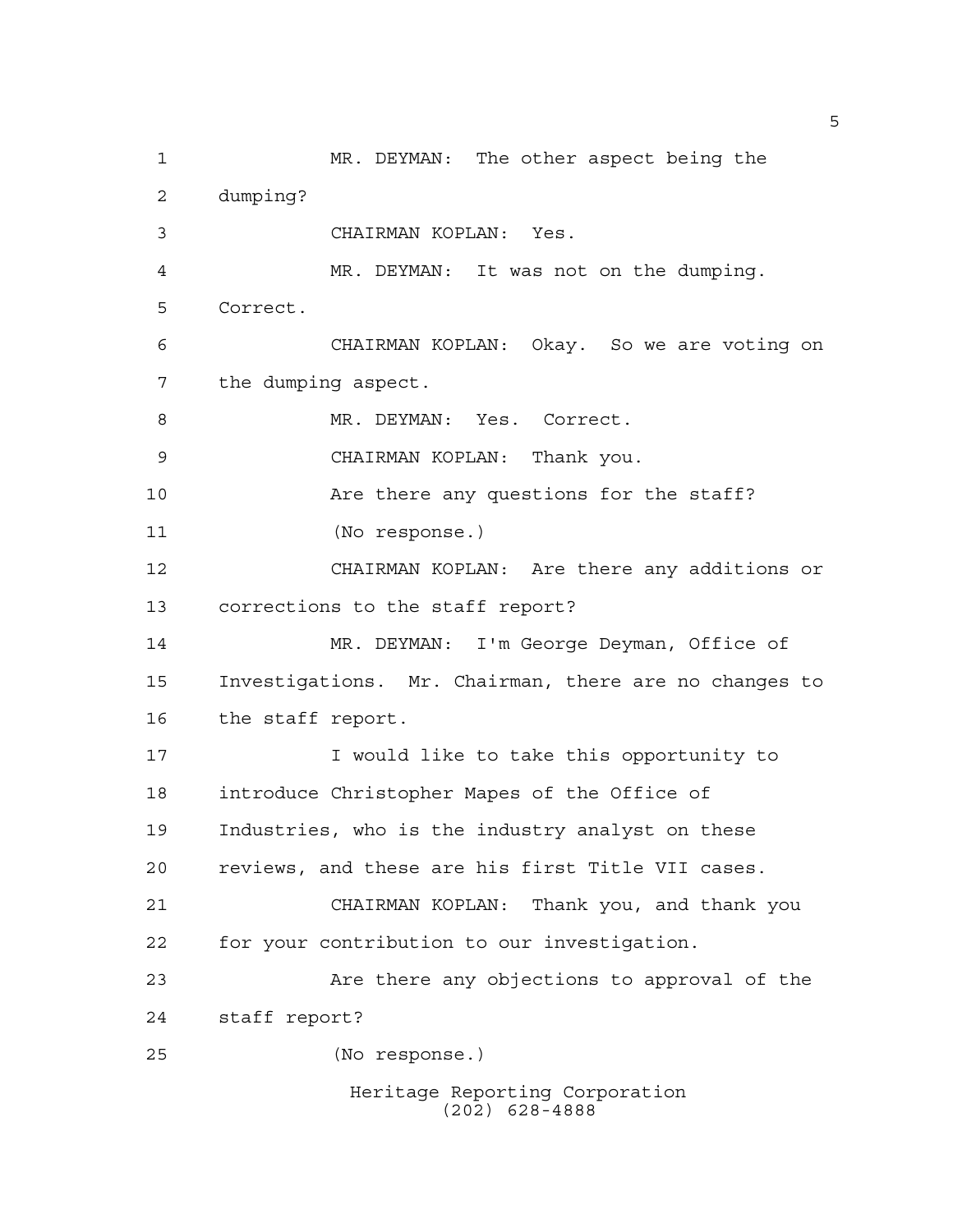MR. DEYMAN: The other aspect being the dumping?

CHAIRMAN KOPLAN: Yes.

MR. DEYMAN: It was not on the dumping. Correct.

CHAIRMAN KOPLAN: Okay. So we are voting on the dumping aspect.

MR. DEYMAN: Yes. Correct.

CHAIRMAN KOPLAN: Thank you.

Are there any questions for the staff?

(No response.)

CHAIRMAN KOPLAN: Are there any additions or corrections to the staff report?

MR. DEYMAN: I'm George Deyman, Office of Investigations. Mr. Chairman, there are no changes to the staff report.

I would like to take this opportunity to introduce Christopher Mapes of the Office of Industries, who is the industry analyst on these reviews, and these are his first Title VII cases.

CHAIRMAN KOPLAN: Thank you, and thank you for your contribution to our investigation.

Are there any objections to approval of the staff report?

(No response.)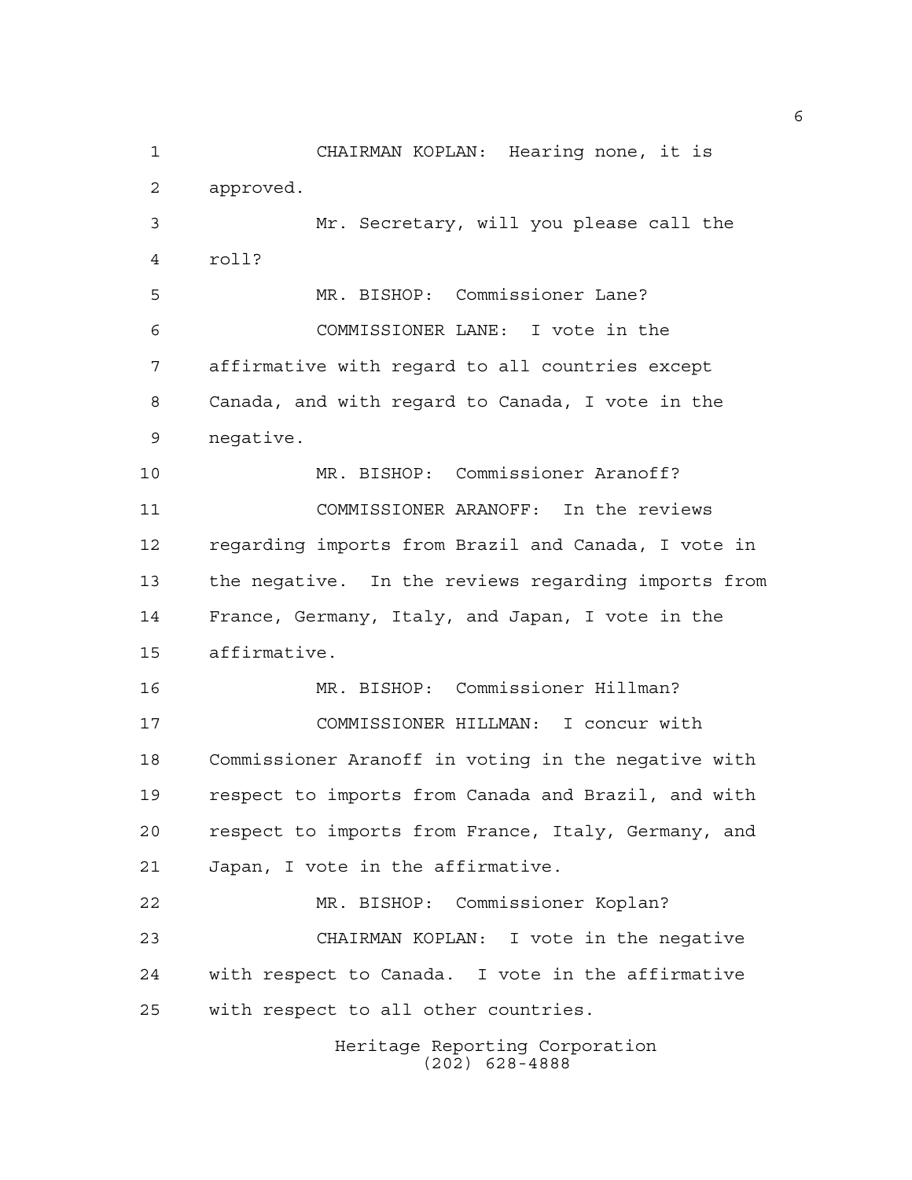CHAIRMAN KOPLAN: Hearing none, it is approved.

Mr. Secretary, will you please call the roll?

MR. BISHOP: Commissioner Lane?

COMMISSIONER LANE: I vote in the affirmative with regard to all countries except Canada, and with regard to Canada, I vote in the negative.

MR. BISHOP: Commissioner Aranoff?

COMMISSIONER ARANOFF: In the reviews regarding imports from Brazil and Canada, I vote in the negative. In the reviews regarding imports from France, Germany, Italy, and Japan, I vote in the affirmative.

MR. BISHOP: Commissioner Hillman?

COMMISSIONER HILLMAN: I concur with Commissioner Aranoff in voting in the negative with respect to imports from Canada and Brazil, and with respect to imports from France, Italy, Germany, and Japan, I vote in the affirmative.

MR. BISHOP: Commissioner Koplan?

CHAIRMAN KOPLAN: I vote in the negative with respect to Canada. I vote in the affirmative with respect to all other countries.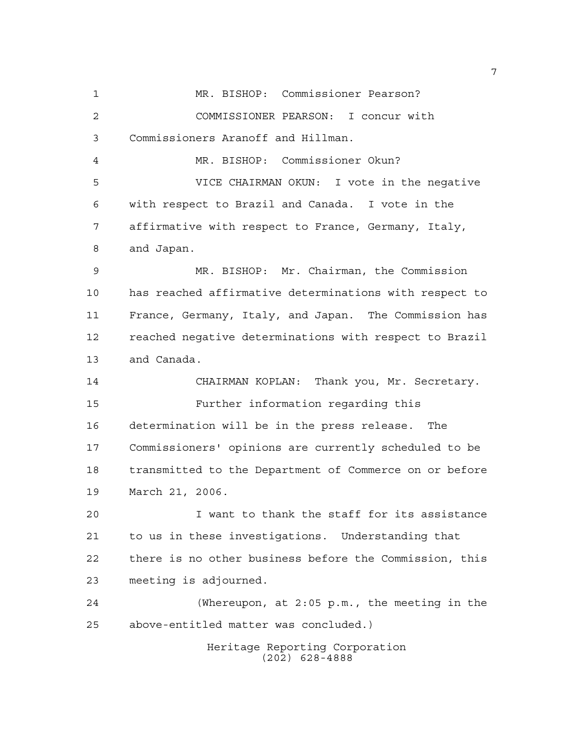MR. BISHOP: Commissioner Pearson?

COMMISSIONER PEARSON: I concur with Commissioners Aranoff and Hillman.

MR. BISHOP: Commissioner Okun?

VICE CHAIRMAN OKUN: I vote in the negative with respect to Brazil and Canada. I vote in the affirmative with respect to France, Germany, Italy, and Japan.

MR. BISHOP: Mr. Chairman, the Commission has reached affirmative determinations with respect to France, Germany, Italy, and Japan. The Commission has reached negative determinations with respect to Brazil and Canada.

CHAIRMAN KOPLAN: Thank you, Mr. Secretary.

Further information regarding this determination will be in the press release. The Commissioners' opinions are currently scheduled to be transmitted to the Department of Commerce on or before March 21, 2006.

I want to thank the staff for its assistance to us in these investigations. Understanding that there is no other business before the Commission, this meeting is adjourned.

(Whereupon, at 2:05 p.m., the meeting in the above-entitled matter was concluded.)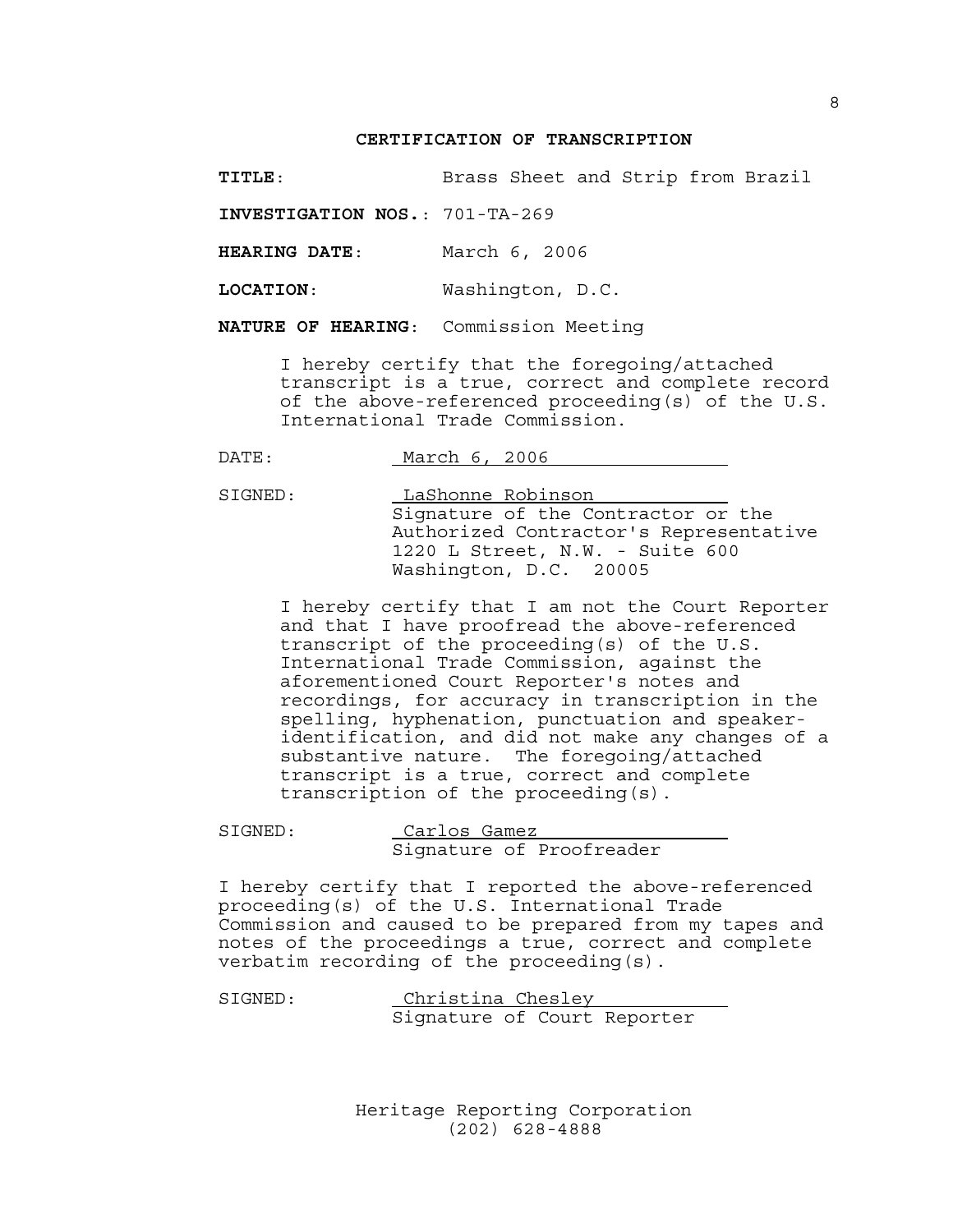## CERTIFICATION OF TRANSCRIPTION

**TITLE**: Brass Sheet and Strip from Brazil

**INVESTIGATION NOS.**: 701-TA-269

**HEARING DATE**: March 6, 2006

**LOCATION**: Washington, D.C.

**NATURE OF HEARING**: Commission Meeting

I hereby certify that the foregoing/attached transcript is a true, correct and complete record of the above-referenced proceeding(s) of the U.S. International Trade Commission.

DATE: March 6, 2006

SIGNED: LaShonne Robinson
Signature of the Contractor or the Authorized Contractor's Representative
1220 L Street, N.W. - Suite 600
Washington, D.C. 20005

I hereby certify that I am not the Court Reporter and that I have proofread the above-referenced transcript of the proceeding(s) of the U.S. International Trade Commission, against the aforementioned Court Reporter's notes and recordings, for accuracy in transcription in the spelling, hyphenation, punctuation and speaker-identification, and did not make any changes of a substantive nature. The foregoing/attached transcript is a true, correct and complete transcription of the proceeding(s).

SIGNED: Carlos Gamez
Signature of Proofreader

I hereby certify that I reported the above-referenced proceeding(s) of the U.S. International Trade Commission and caused to be prepared from my tapes and notes of the proceedings a true, correct and complete verbatim recording of the proceeding(s).

SIGNED: Christina Chesley
Signature of Court Reporter